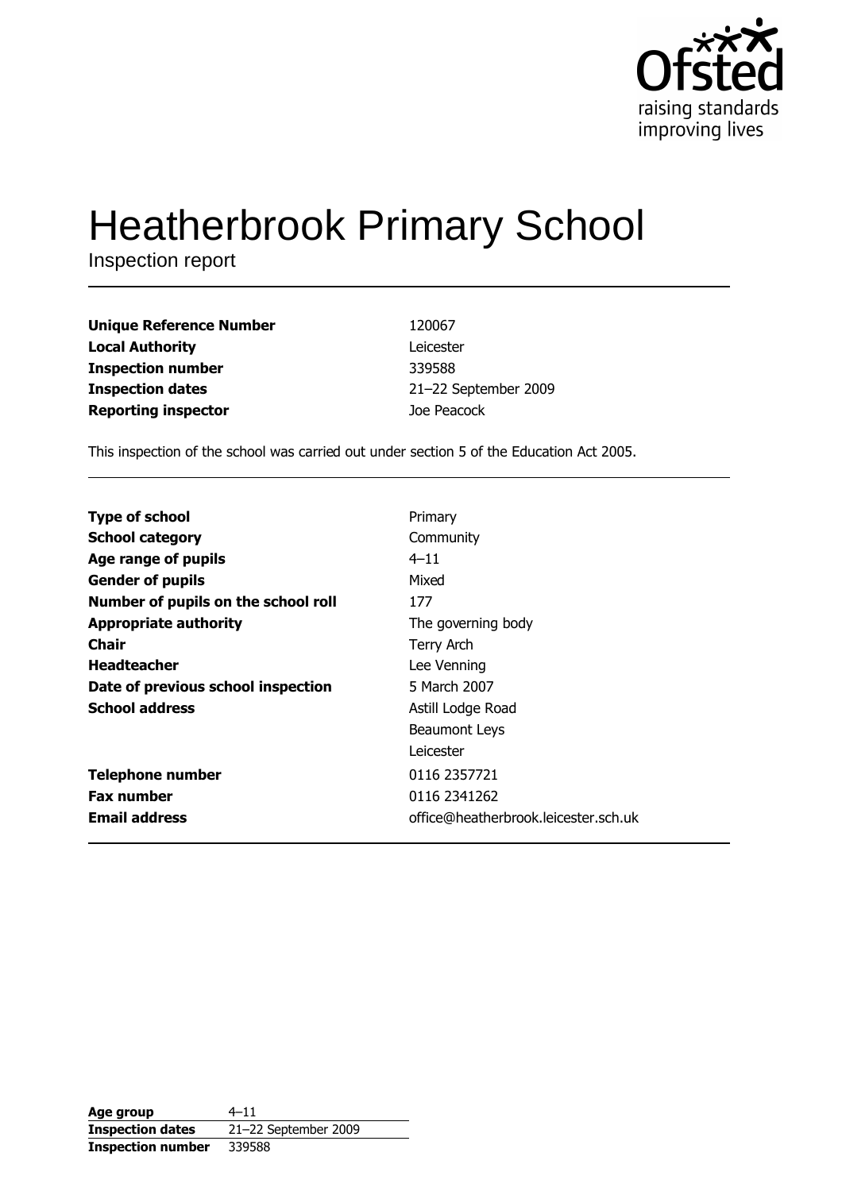# Heatherbrook Primary School

Inspection report

| | |
|---|---|
| **Unique Reference Number** | 120067 |
| **Local Authority** | Leicester |
| **Inspection number** | 339588 |
| **Inspection dates** | 21–22 September 2009 |
| **Reporting inspector** | Joe Peacock |

This inspection of the school was carried out under section 5 of the Education Act 2005.

| | |
|---|---|
| **Type of school** | Primary |
| **School category** | Community |
| **Age range of pupils** | 4–11 |
| **Gender of pupils** | Mixed |
| **Number of pupils on the school roll** | 177 |
| **Appropriate authority** | The governing body |
| **Chair** | Terry Arch |
| **Headteacher** | Lee Venning |
| **Date of previous school inspection** | 5 March 2007 |
| **School address** | Astill Lodge Road<br>Beaumont Leys<br>Leicester |
| **Telephone number** | 0116 2357721 |
| **Fax number** | 0116 2341262 |
| **Email address** | office@heatherbrook.leicester.sch.uk |

| | |
|---|---|
| **Age group** | 4–11 |
| **Inspection dates** | 21–22 September 2009 |
| **Inspection number** | 339588 |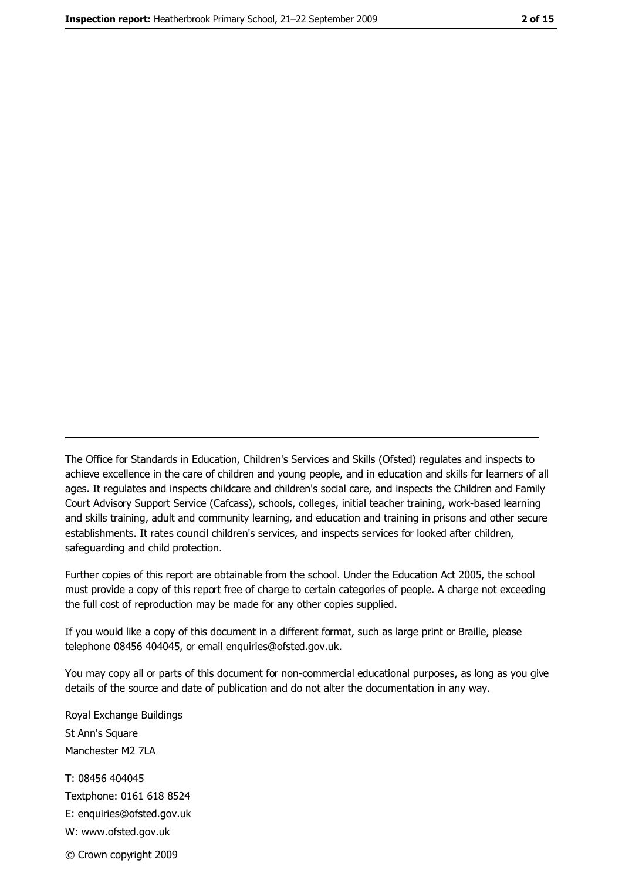The Office for Standards in Education, Children's Services and Skills (Ofsted) regulates and inspects to achieve excellence in the care of children and young people, and in education and skills for learners of all ages. It regulates and inspects childcare and children's social care, and inspects the Children and Family Court Advisory Support Service (Cafcass), schools, colleges, initial teacher training, work-based learning and skills training, adult and community learning, and education and training in prisons and other secure establishments. It rates council children's services, and inspects services for looked after children, safeguarding and child protection.

Further copies of this report are obtainable from the school. Under the Education Act 2005, the school must provide a copy of this report free of charge to certain categories of people. A charge not exceeding the full cost of reproduction may be made for any other copies supplied.

If you would like a copy of this document in a different format, such as large print or Braille, please telephone 08456 404045, or email enquiries@ofsted.gov.uk.

You may copy all or parts of this document for non-commercial educational purposes, as long as you give details of the source and date of publication and do not alter the documentation in any way.

Royal Exchange Buildings
St Ann's Square
Manchester M2 7LA

T: 08456 404045
Textphone: 0161 618 8524
E: enquiries@ofsted.gov.uk
W: www.ofsted.gov.uk

© Crown copyright 2009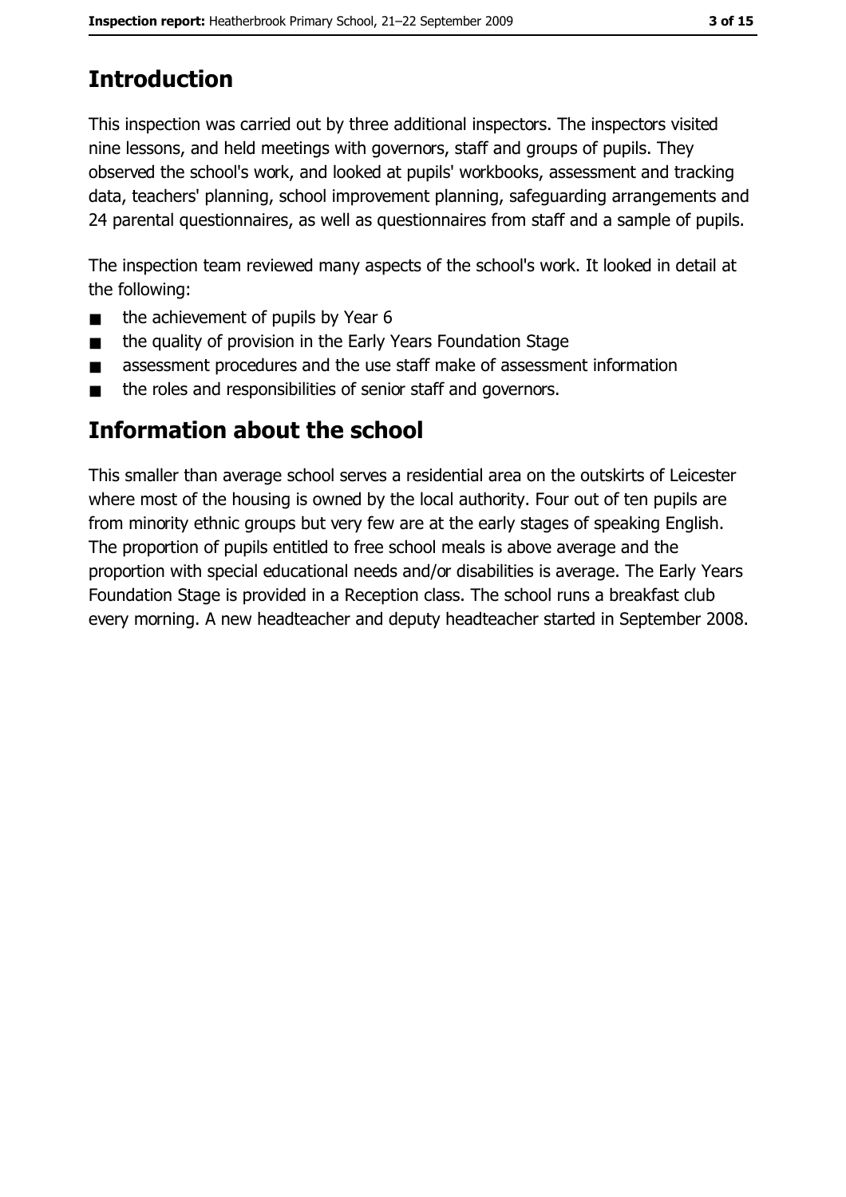## Introduction

This inspection was carried out by three additional inspectors. The inspectors visited nine lessons, and held meetings with governors, staff and groups of pupils. They observed the school's work, and looked at pupils' workbooks, assessment and tracking data, teachers' planning, school improvement planning, safeguarding arrangements and 24 parental questionnaires, as well as questionnaires from staff and a sample of pupils.

The inspection team reviewed many aspects of the school's work. It looked in detail at the following:

- the achievement of pupils by Year 6
- the quality of provision in the Early Years Foundation Stage
- assessment procedures and the use staff make of assessment information
- the roles and responsibilities of senior staff and governors.

## Information about the school

This smaller than average school serves a residential area on the outskirts of Leicester where most of the housing is owned by the local authority. Four out of ten pupils are from minority ethnic groups but very few are at the early stages of speaking English. The proportion of pupils entitled to free school meals is above average and the proportion with special educational needs and/or disabilities is average. The Early Years Foundation Stage is provided in a Reception class. The school runs a breakfast club every morning. A new headteacher and deputy headteacher started in September 2008.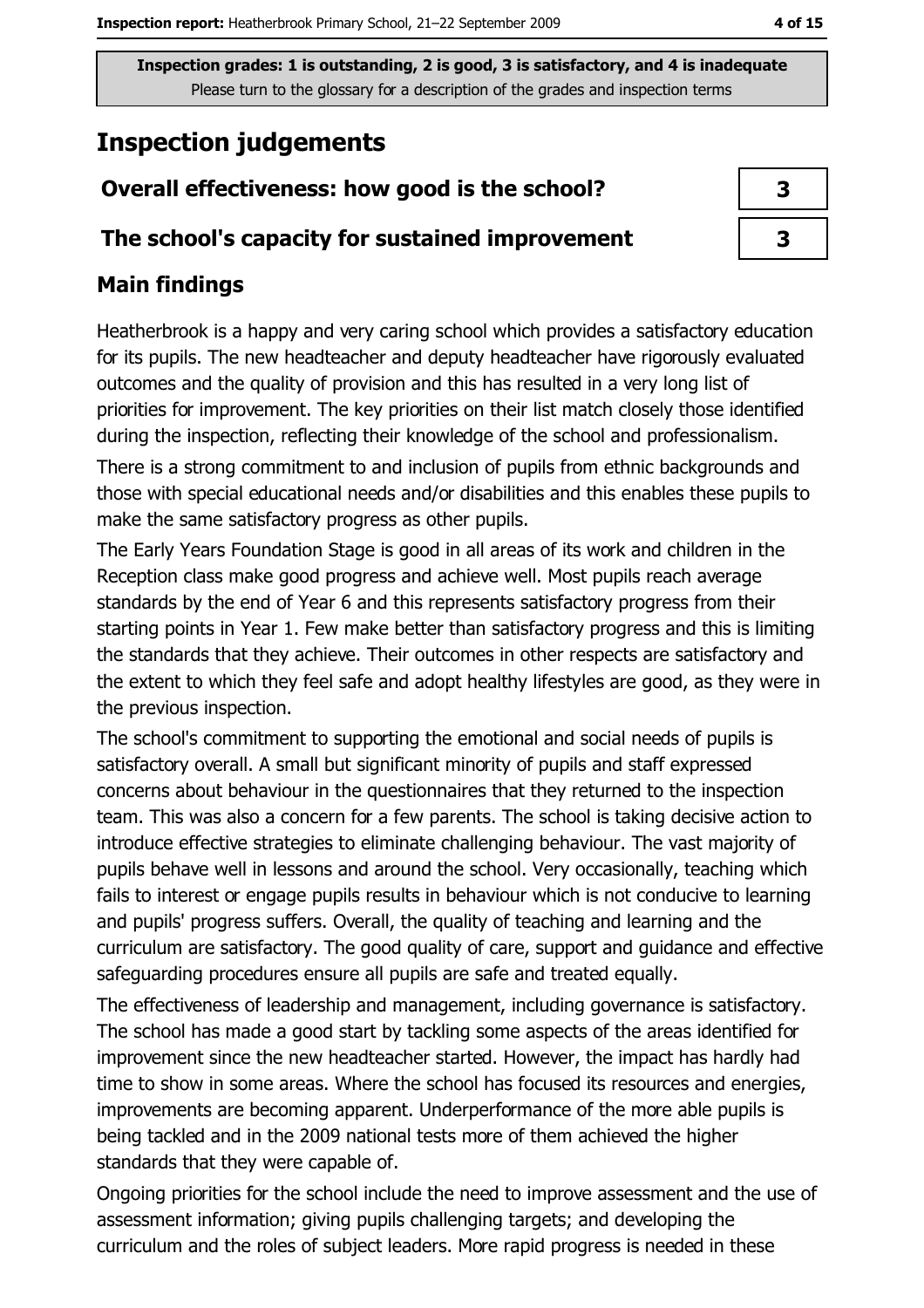**Inspection grades: 1 is outstanding, 2 is good, 3 is satisfactory, and 4 is inadequate**
Please turn to the glossary for a description of the grades and inspection terms

## Inspection judgements

| | |
|---|---|
| **Overall effectiveness: how good is the school?** | **3** |
| **The school's capacity for sustained improvement** | **3** |

### Main findings

Heatherbrook is a happy and very caring school which provides a satisfactory education for its pupils. The new headteacher and deputy headteacher have rigorously evaluated outcomes and the quality of provision and this has resulted in a very long list of priorities for improvement. The key priorities on their list match closely those identified during the inspection, reflecting their knowledge of the school and professionalism.

There is a strong commitment to and inclusion of pupils from ethnic backgrounds and those with special educational needs and/or disabilities and this enables these pupils to make the same satisfactory progress as other pupils.

The Early Years Foundation Stage is good in all areas of its work and children in the Reception class make good progress and achieve well. Most pupils reach average standards by the end of Year 6 and this represents satisfactory progress from their starting points in Year 1. Few make better than satisfactory progress and this is limiting the standards that they achieve. Their outcomes in other respects are satisfactory and the extent to which they feel safe and adopt healthy lifestyles are good, as they were in the previous inspection.

The school's commitment to supporting the emotional and social needs of pupils is satisfactory overall. A small but significant minority of pupils and staff expressed concerns about behaviour in the questionnaires that they returned to the inspection team. This was also a concern for a few parents. The school is taking decisive action to introduce effective strategies to eliminate challenging behaviour. The vast majority of pupils behave well in lessons and around the school. Very occasionally, teaching which fails to interest or engage pupils results in behaviour which is not conducive to learning and pupils' progress suffers. Overall, the quality of teaching and learning and the curriculum are satisfactory. The good quality of care, support and guidance and effective safeguarding procedures ensure all pupils are safe and treated equally.

The effectiveness of leadership and management, including governance is satisfactory. The school has made a good start by tackling some aspects of the areas identified for improvement since the new headteacher started. However, the impact has hardly had time to show in some areas. Where the school has focused its resources and energies, improvements are becoming apparent. Underperformance of the more able pupils is being tackled and in the 2009 national tests more of them achieved the higher standards that they were capable of.

Ongoing priorities for the school include the need to improve assessment and the use of assessment information; giving pupils challenging targets; and developing the curriculum and the roles of subject leaders. More rapid progress is needed in these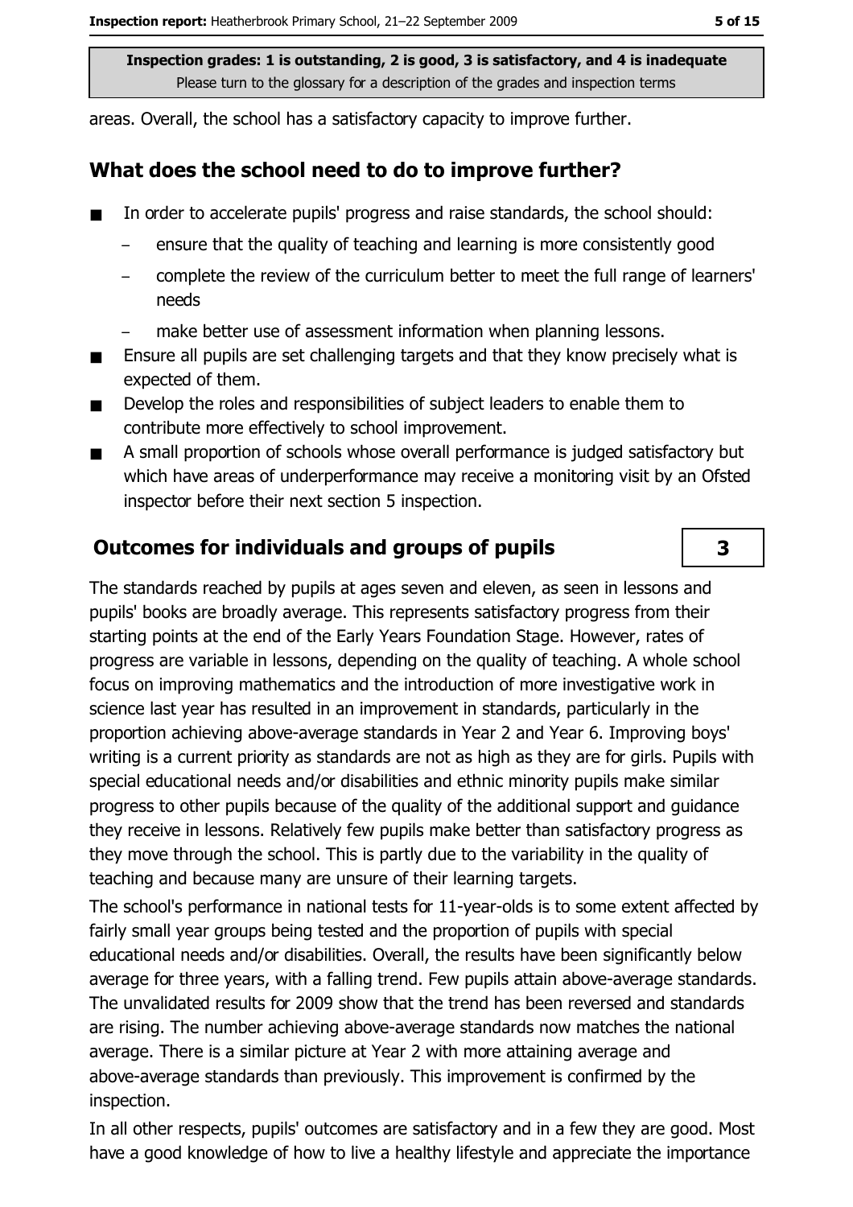**Inspection grades: 1 is outstanding, 2 is good, 3 is satisfactory, and 4 is inadequate**
Please turn to the glossary for a description of the grades and inspection terms

areas. Overall, the school has a satisfactory capacity to improve further.

## What does the school need to do to improve further?

- In order to accelerate pupils' progress and raise standards, the school should:
  - ensure that the quality of teaching and learning is more consistently good
  - complete the review of the curriculum better to meet the full range of learners' needs
  - make better use of assessment information when planning lessons.
- Ensure all pupils are set challenging targets and that they know precisely what is expected of them.
- Develop the roles and responsibilities of subject leaders to enable them to contribute more effectively to school improvement.
- A small proportion of schools whose overall performance is judged satisfactory but which have areas of underperformance may receive a monitoring visit by an Ofsted inspector before their next section 5 inspection.

## Outcomes for individuals and groups of pupils

**3**

The standards reached by pupils at ages seven and eleven, as seen in lessons and pupils' books are broadly average. This represents satisfactory progress from their starting points at the end of the Early Years Foundation Stage. However, rates of progress are variable in lessons, depending on the quality of teaching. A whole school focus on improving mathematics and the introduction of more investigative work in science last year has resulted in an improvement in standards, particularly in the proportion achieving above-average standards in Year 2 and Year 6. Improving boys' writing is a current priority as standards are not as high as they are for girls. Pupils with special educational needs and/or disabilities and ethnic minority pupils make similar progress to other pupils because of the quality of the additional support and guidance they receive in lessons. Relatively few pupils make better than satisfactory progress as they move through the school. This is partly due to the variability in the quality of teaching and because many are unsure of their learning targets.

The school's performance in national tests for 11-year-olds is to some extent affected by fairly small year groups being tested and the proportion of pupils with special educational needs and/or disabilities. Overall, the results have been significantly below average for three years, with a falling trend. Few pupils attain above-average standards. The unvalidated results for 2009 show that the trend has been reversed and standards are rising. The number achieving above-average standards now matches the national average. There is a similar picture at Year 2 with more attaining average and above-average standards than previously. This improvement is confirmed by the inspection.

In all other respects, pupils' outcomes are satisfactory and in a few they are good. Most have a good knowledge of how to live a healthy lifestyle and appreciate the importance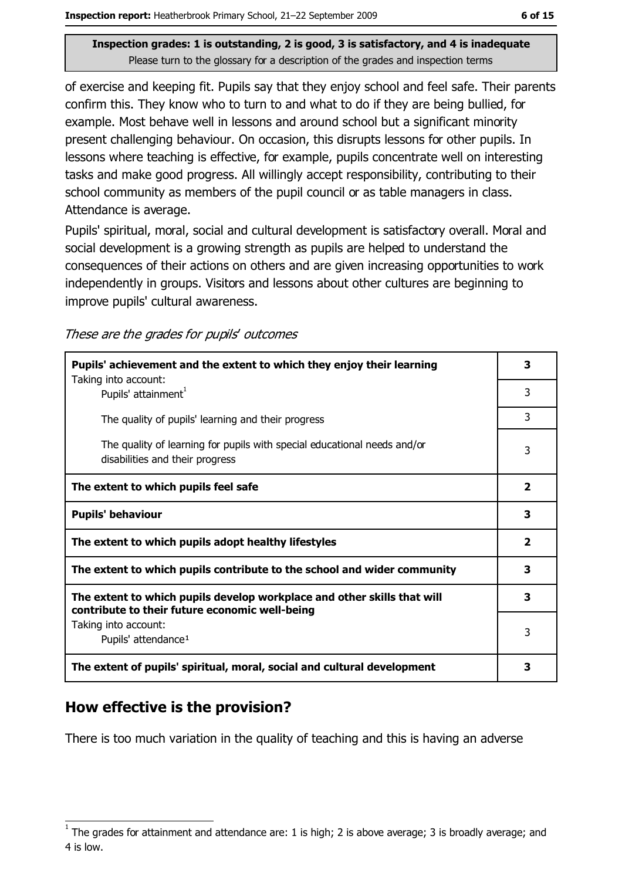Inspection grades: 1 is outstanding, 2 is good, 3 is satisfactory, and 4 is inadequate
Please turn to the glossary for a description of the grades and inspection terms

of exercise and keeping fit. Pupils say that they enjoy school and feel safe. Their parents confirm this. They know who to turn to and what to do if they are being bullied, for example. Most behave well in lessons and around school but a significant minority present challenging behaviour. On occasion, this disrupts lessons for other pupils. In lessons where teaching is effective, for example, pupils concentrate well on interesting tasks and make good progress. All willingly accept responsibility, contributing to their school community as members of the pupil council or as table managers in class. Attendance is average.

Pupils' spiritual, moral, social and cultural development is satisfactory overall. Moral and social development is a growing strength as pupils are helped to understand the consequences of their actions on others and are given increasing opportunities to work independently in groups. Visitors and lessons about other cultures are beginning to improve pupils' cultural awareness.

*These are the grades for pupils' outcomes*

| | |
|---|---|
| **Pupils' achievement and the extent to which they enjoy their learning** | **3** |
| Taking into account: Pupils' attainment[1] | 3 |
| The quality of pupils' learning and their progress | 3 |
| The quality of learning for pupils with special educational needs and/or disabilities and their progress | 3 |
| **The extent to which pupils feel safe** | **2** |
| **Pupils' behaviour** | **3** |
| **The extent to which pupils adopt healthy lifestyles** | **2** |
| **The extent to which pupils contribute to the school and wider community** | **3** |
| **The extent to which pupils develop workplace and other skills that will contribute to their future economic well-being** | **3** |
| Taking into account: Pupils' attendance[1] | 3 |
| **The extent of pupils' spiritual, moral, social and cultural development** | **3** |

## How effective is the provision?

There is too much variation in the quality of teaching and this is having an adverse

[1] The grades for attainment and attendance are: 1 is high; 2 is above average; 3 is broadly average; and 4 is low.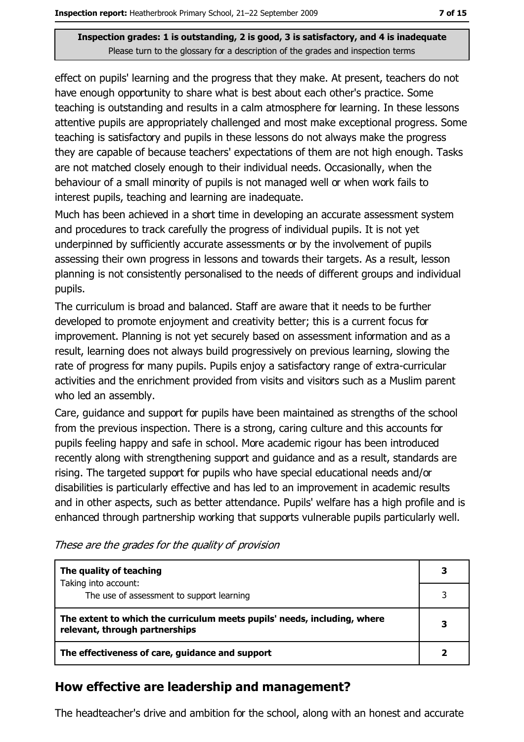**Inspection grades: 1 is outstanding, 2 is good, 3 is satisfactory, and 4 is inadequate**
Please turn to the glossary for a description of the grades and inspection terms

effect on pupils' learning and the progress that they make. At present, teachers do not have enough opportunity to share what is best about each other's practice. Some teaching is outstanding and results in a calm atmosphere for learning. In these lessons attentive pupils are appropriately challenged and most make exceptional progress. Some teaching is satisfactory and pupils in these lessons do not always make the progress they are capable of because teachers' expectations of them are not high enough. Tasks are not matched closely enough to their individual needs. Occasionally, when the behaviour of a small minority of pupils is not managed well or when work fails to interest pupils, teaching and learning are inadequate.

Much has been achieved in a short time in developing an accurate assessment system and procedures to track carefully the progress of individual pupils. It is not yet underpinned by sufficiently accurate assessments or by the involvement of pupils assessing their own progress in lessons and towards their targets. As a result, lesson planning is not consistently personalised to the needs of different groups and individual pupils.

The curriculum is broad and balanced. Staff are aware that it needs to be further developed to promote enjoyment and creativity better; this is a current focus for improvement. Planning is not yet securely based on assessment information and as a result, learning does not always build progressively on previous learning, slowing the rate of progress for many pupils. Pupils enjoy a satisfactory range of extra-curricular activities and the enrichment provided from visits and visitors such as a Muslim parent who led an assembly.

Care, guidance and support for pupils have been maintained as strengths of the school from the previous inspection. There is a strong, caring culture and this accounts for pupils feeling happy and safe in school. More academic rigour has been introduced recently along with strengthening support and guidance and as a result, standards are rising. The targeted support for pupils who have special educational needs and/or disabilities is particularly effective and has led to an improvement in academic results and in other aspects, such as better attendance. Pupils' welfare has a high profile and is enhanced through partnership working that supports vulnerable pupils particularly well.

*These are the grades for the quality of provision*

| | |
|---|---|
| **The quality of teaching**<br>Taking into account: | **3** |
| The use of assessment to support learning | 3 |
| **The extent to which the curriculum meets pupils' needs, including, where relevant, through partnerships** | **3** |
| **The effectiveness of care, guidance and support** | **2** |

## How effective are leadership and management?

The headteacher's drive and ambition for the school, along with an honest and accurate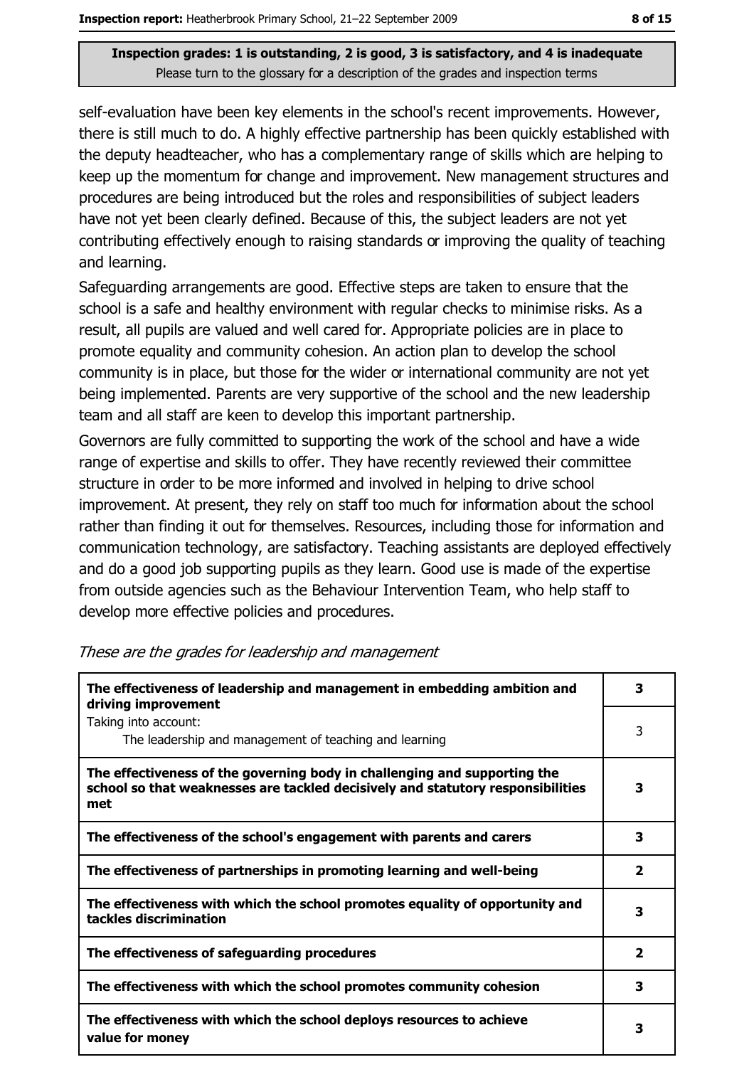**Inspection grades: 1 is outstanding, 2 is good, 3 is satisfactory, and 4 is inadequate**
Please turn to the glossary for a description of the grades and inspection terms

self-evaluation have been key elements in the school's recent improvements. However, there is still much to do. A highly effective partnership has been quickly established with the deputy headteacher, who has a complementary range of skills which are helping to keep up the momentum for change and improvement. New management structures and procedures are being introduced but the roles and responsibilities of subject leaders have not yet been clearly defined. Because of this, the subject leaders are not yet contributing effectively enough to raising standards or improving the quality of teaching and learning.

Safeguarding arrangements are good. Effective steps are taken to ensure that the school is a safe and healthy environment with regular checks to minimise risks. As a result, all pupils are valued and well cared for. Appropriate policies are in place to promote equality and community cohesion. An action plan to develop the school community is in place, but those for the wider or international community are not yet being implemented. Parents are very supportive of the school and the new leadership team and all staff are keen to develop this important partnership.

Governors are fully committed to supporting the work of the school and have a wide range of expertise and skills to offer. They have recently reviewed their committee structure in order to be more informed and involved in helping to drive school improvement. At present, they rely on staff too much for information about the school rather than finding it out for themselves. Resources, including those for information and communication technology, are satisfactory. Teaching assistants are deployed effectively and do a good job supporting pupils as they learn. Good use is made of the expertise from outside agencies such as the Behaviour Intervention Team, who help staff to develop more effective policies and procedures.

*These are the grades for leadership and management*

| | |
|---|---|
| **The effectiveness of leadership and management in embedding ambition and driving improvement** | **3** |
| Taking into account: The leadership and management of teaching and learning | 3 |
| **The effectiveness of the governing body in challenging and supporting the school so that weaknesses are tackled decisively and statutory responsibilities met** | **3** |
| **The effectiveness of the school's engagement with parents and carers** | **3** |
| **The effectiveness of partnerships in promoting learning and well-being** | **2** |
| **The effectiveness with which the school promotes equality of opportunity and tackles discrimination** | **3** |
| **The effectiveness of safeguarding procedures** | **2** |
| **The effectiveness with which the school promotes community cohesion** | **3** |
| **The effectiveness with which the school deploys resources to achieve value for money** | **3** |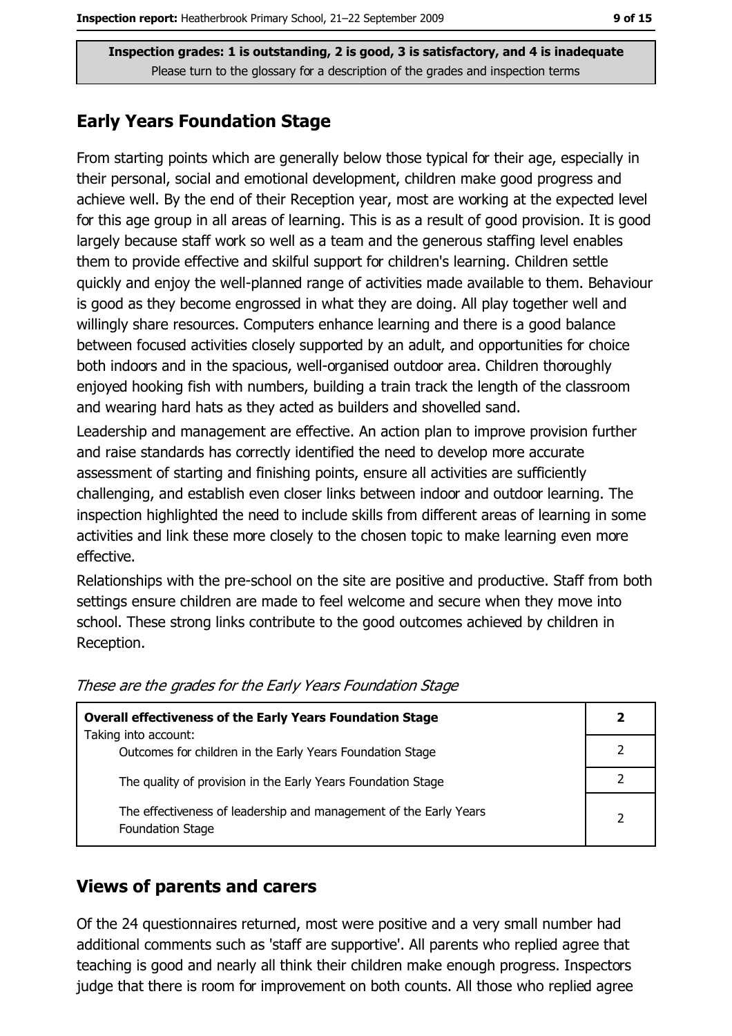**Inspection grades: 1 is outstanding, 2 is good, 3 is satisfactory, and 4 is inadequate**
Please turn to the glossary for a description of the grades and inspection terms

## Early Years Foundation Stage

From starting points which are generally below those typical for their age, especially in their personal, social and emotional development, children make good progress and achieve well. By the end of their Reception year, most are working at the expected level for this age group in all areas of learning. This is as a result of good provision. It is good largely because staff work so well as a team and the generous staffing level enables them to provide effective and skilful support for children's learning. Children settle quickly and enjoy the well-planned range of activities made available to them. Behaviour is good as they become engrossed in what they are doing. All play together well and willingly share resources. Computers enhance learning and there is a good balance between focused activities closely supported by an adult, and opportunities for choice both indoors and in the spacious, well-organised outdoor area. Children thoroughly enjoyed hooking fish with numbers, building a train track the length of the classroom and wearing hard hats as they acted as builders and shovelled sand.

Leadership and management are effective. An action plan to improve provision further and raise standards has correctly identified the need to develop more accurate assessment of starting and finishing points, ensure all activities are sufficiently challenging, and establish even closer links between indoor and outdoor learning. The inspection highlighted the need to include skills from different areas of learning in some activities and link these more closely to the chosen topic to make learning even more effective.

Relationships with the pre-school on the site are positive and productive. Staff from both settings ensure children are made to feel welcome and secure when they move into school. These strong links contribute to the good outcomes achieved by children in Reception.

*These are the grades for the Early Years Foundation Stage*

| **Overall effectiveness of the Early Years Foundation Stage** | **2** |
|---|---|
| Taking into account: Outcomes for children in the Early Years Foundation Stage | 2 |
| The quality of provision in the Early Years Foundation Stage | 2 |
| The effectiveness of leadership and management of the Early Years Foundation Stage | 2 |

## Views of parents and carers

Of the 24 questionnaires returned, most were positive and a very small number had additional comments such as 'staff are supportive'. All parents who replied agree that teaching is good and nearly all think their children make enough progress. Inspectors judge that there is room for improvement on both counts. All those who replied agree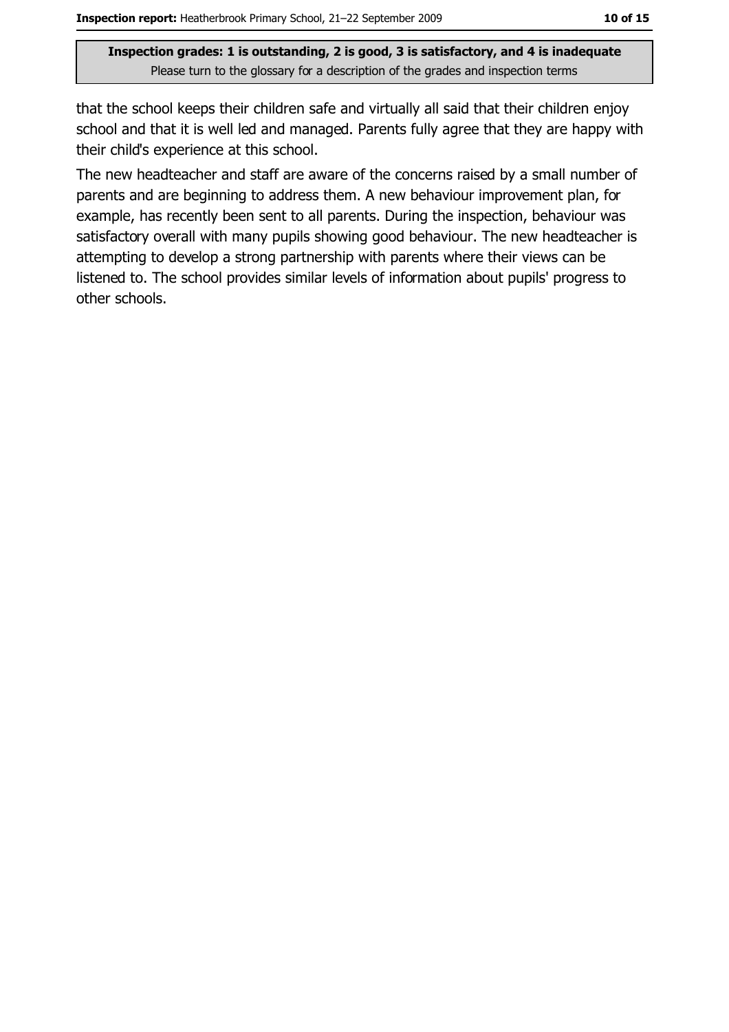that the school keeps their children safe and virtually all said that their children enjoy school and that it is well led and managed. Parents fully agree that they are happy with their child's experience at this school.

The new headteacher and staff are aware of the concerns raised by a small number of parents and are beginning to address them. A new behaviour improvement plan, for example, has recently been sent to all parents. During the inspection, behaviour was satisfactory overall with many pupils showing good behaviour. The new headteacher is attempting to develop a strong partnership with parents where their views can be listened to. The school provides similar levels of information about pupils' progress to other schools.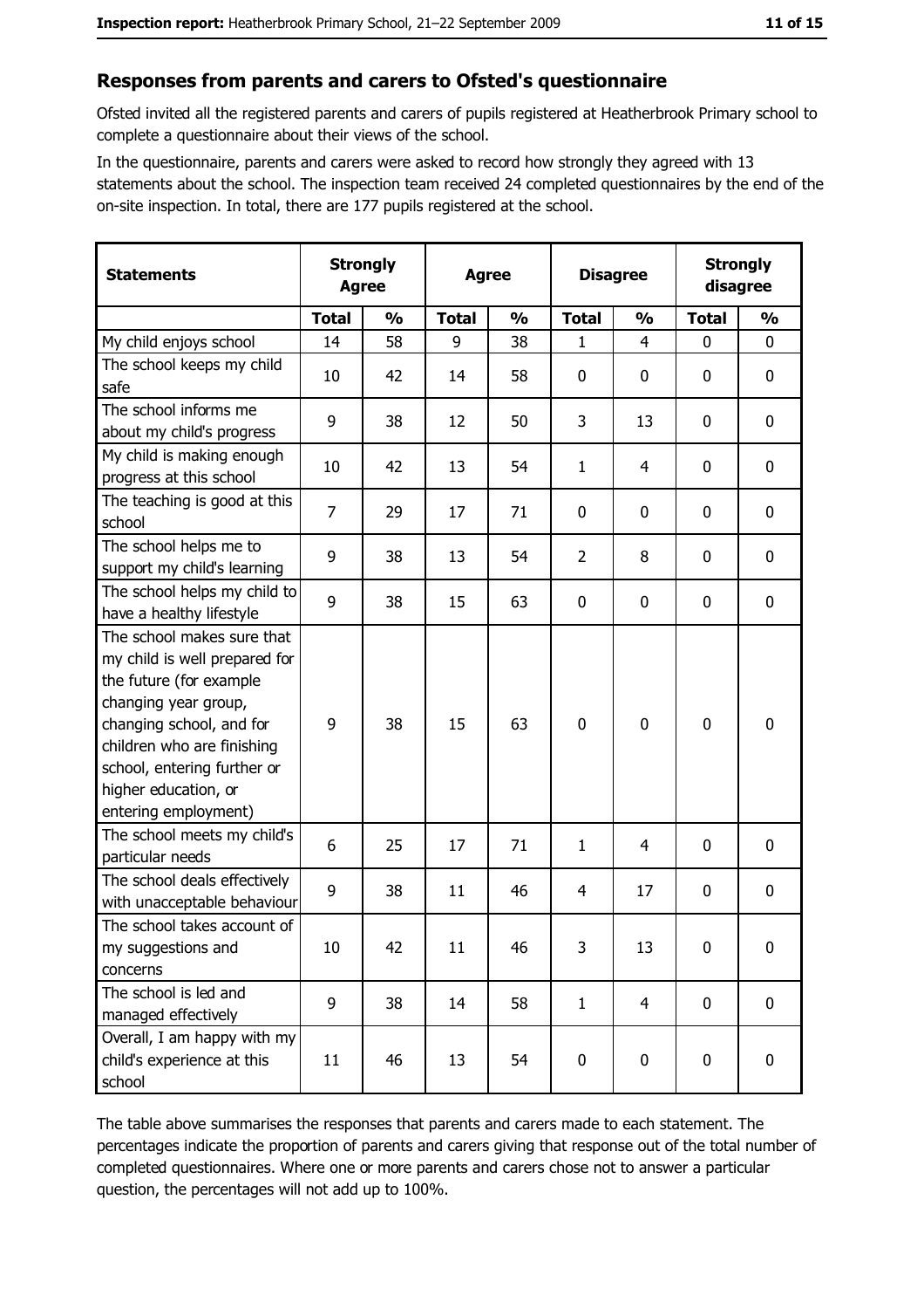## Responses from parents and carers to Ofsted's questionnaire

Ofsted invited all the registered parents and carers of pupils registered at Heatherbrook Primary school to complete a questionnaire about their views of the school.

In the questionnaire, parents and carers were asked to record how strongly they agreed with 13 statements about the school. The inspection team received 24 completed questionnaires by the end of the on-site inspection. In total, there are 177 pupils registered at the school.

| Statements | Strongly Agree | | Agree | | Disagree | | Strongly disagree | |
|---|---|---|---|---|---|---|---|---|
| | Total | % | Total | % | Total | % | Total | % |
| My child enjoys school | 14 | 58 | 9 | 38 | 1 | 4 | 0 | 0 |
| The school keeps my child safe | 10 | 42 | 14 | 58 | 0 | 0 | 0 | 0 |
| The school informs me about my child's progress | 9 | 38 | 12 | 50 | 3 | 13 | 0 | 0 |
| My child is making enough progress at this school | 10 | 42 | 13 | 54 | 1 | 4 | 0 | 0 |
| The teaching is good at this school | 7 | 29 | 17 | 71 | 0 | 0 | 0 | 0 |
| The school helps me to support my child's learning | 9 | 38 | 13 | 54 | 2 | 8 | 0 | 0 |
| The school helps my child to have a healthy lifestyle | 9 | 38 | 15 | 63 | 0 | 0 | 0 | 0 |
| The school makes sure that my child is well prepared for the future (for example changing year group, changing school, and for children who are finishing school, entering further or higher education, or entering employment) | 9 | 38 | 15 | 63 | 0 | 0 | 0 | 0 |
| The school meets my child's particular needs | 6 | 25 | 17 | 71 | 1 | 4 | 0 | 0 |
| The school deals effectively with unacceptable behaviour | 9 | 38 | 11 | 46 | 4 | 17 | 0 | 0 |
| The school takes account of my suggestions and concerns | 10 | 42 | 11 | 46 | 3 | 13 | 0 | 0 |
| The school is led and managed effectively | 9 | 38 | 14 | 58 | 1 | 4 | 0 | 0 |
| Overall, I am happy with my child's experience at this school | 11 | 46 | 13 | 54 | 0 | 0 | 0 | 0 |

The table above summarises the responses that parents and carers made to each statement. The percentages indicate the proportion of parents and carers giving that response out of the total number of completed questionnaires. Where one or more parents and carers chose not to answer a particular question, the percentages will not add up to 100%.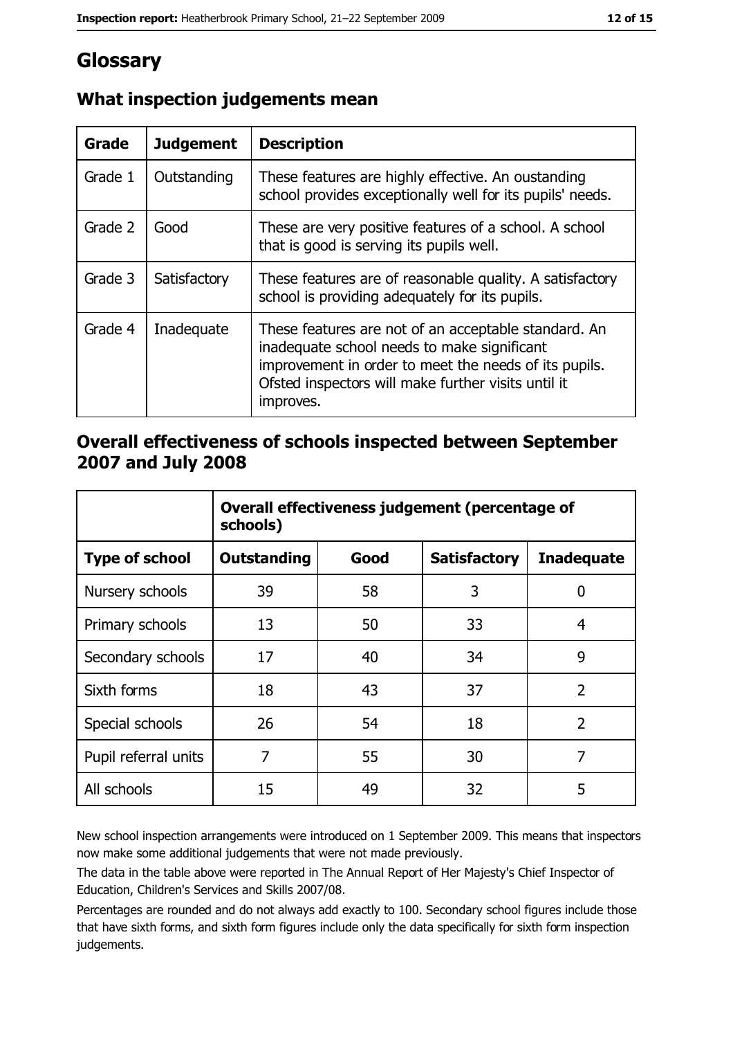# Glossary

## What inspection judgements mean

| Grade | Judgement | Description |
| --- | --- | --- |
| Grade 1 | Outstanding | These features are highly effective. An oustanding school provides exceptionally well for its pupils' needs. |
| Grade 2 | Good | These are very positive features of a school. A school that is good is serving its pupils well. |
| Grade 3 | Satisfactory | These features are of reasonable quality. A satisfactory school is providing adequately for its pupils. |
| Grade 4 | Inadequate | These features are not of an acceptable standard. An inadequate school needs to make significant improvement in order to meet the needs of its pupils. Ofsted inspectors will make further visits until it improves. |

## Overall effectiveness of schools inspected between September 2007 and July 2008

| | Overall effectiveness judgement (percentage of schools) | | | |
| --- | --- | --- | --- | --- |
| **Type of school** | **Outstanding** | **Good** | **Satisfactory** | **Inadequate** |
| Nursery schools | 39 | 58 | 3 | 0 |
| Primary schools | 13 | 50 | 33 | 4 |
| Secondary schools | 17 | 40 | 34 | 9 |
| Sixth forms | 18 | 43 | 37 | 2 |
| Special schools | 26 | 54 | 18 | 2 |
| Pupil referral units | 7 | 55 | 30 | 7 |
| All schools | 15 | 49 | 32 | 5 |

New school inspection arrangements were introduced on 1 September 2009. This means that inspectors now make some additional judgements that were not made previously.

The data in the table above were reported in The Annual Report of Her Majesty's Chief Inspector of Education, Children's Services and Skills 2007/08.

Percentages are rounded and do not always add exactly to 100. Secondary school figures include those that have sixth forms, and sixth form figures include only the data specifically for sixth form inspection judgements.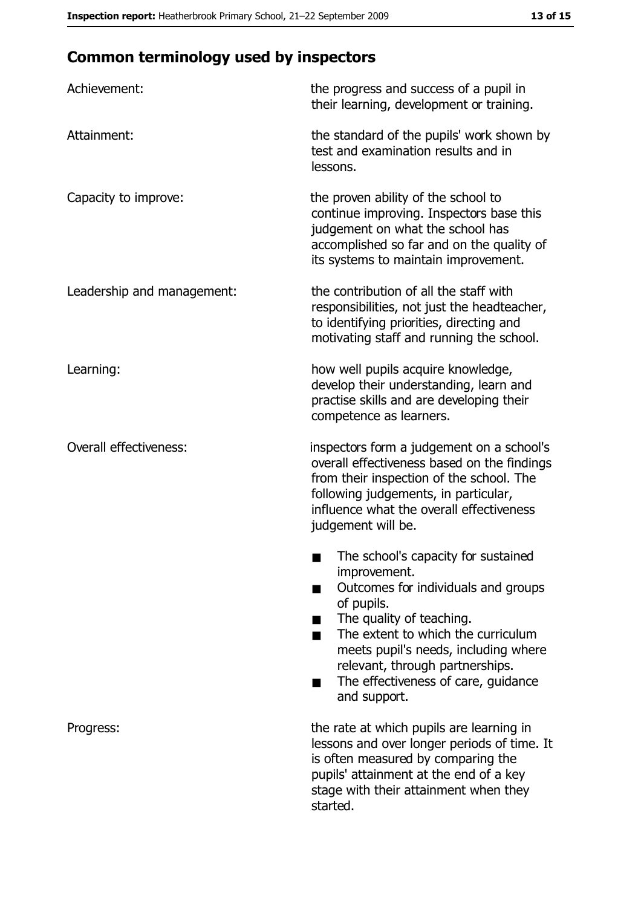## Common terminology used by inspectors

| | |
|---|---|
| Achievement: | the progress and success of a pupil in their learning, development or training. |
| Attainment: | the standard of the pupils' work shown by test and examination results and in lessons. |
| Capacity to improve: | the proven ability of the school to continue improving. Inspectors base this judgement on what the school has accomplished so far and on the quality of its systems to maintain improvement. |
| Leadership and management: | the contribution of all the staff with responsibilities, not just the headteacher, to identifying priorities, directing and motivating staff and running the school. |
| Learning: | how well pupils acquire knowledge, develop their understanding, learn and practise skills and are developing their competence as learners. |
| Overall effectiveness: | inspectors form a judgement on a school's overall effectiveness based on the findings from their inspection of the school. The following judgements, in particular, influence what the overall effectiveness judgement will be. <br>■ The school's capacity for sustained improvement.<br>■ Outcomes for individuals and groups of pupils.<br>■ The quality of teaching.<br>■ The extent to which the curriculum meets pupil's needs, including where relevant, through partnerships.<br>■ The effectiveness of care, guidance and support. |
| Progress: | the rate at which pupils are learning in lessons and over longer periods of time. It is often measured by comparing the pupils' attainment at the end of a key stage with their attainment when they started. |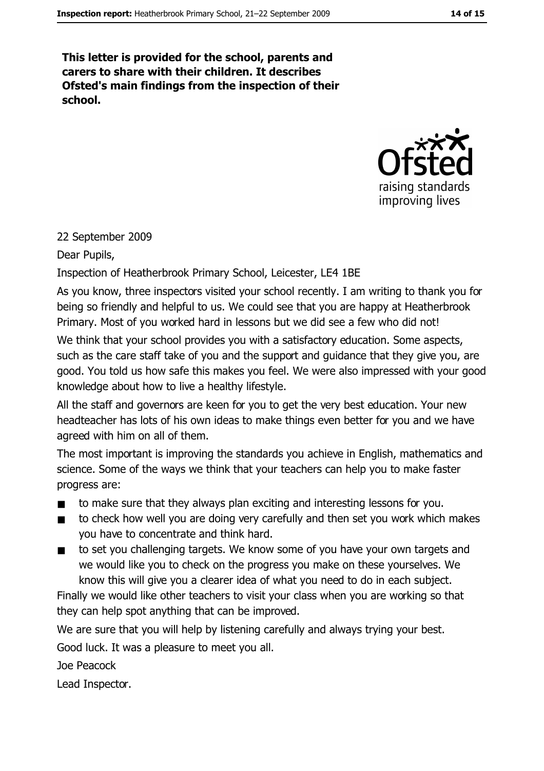**This letter is provided for the school, parents and carers to share with their children. It describes Ofsted's main findings from the inspection of their school.**

22 September 2009

Dear Pupils,

Inspection of Heatherbrook Primary School, Leicester, LE4 1BE

As you know, three inspectors visited your school recently. I am writing to thank you for being so friendly and helpful to us. We could see that you are happy at Heatherbrook Primary. Most of you worked hard in lessons but we did see a few who did not!

We think that your school provides you with a satisfactory education. Some aspects, such as the care staff take of you and the support and guidance that they give you, are good. You told us how safe this makes you feel. We were also impressed with your good knowledge about how to live a healthy lifestyle.

All the staff and governors are keen for you to get the very best education. Your new headteacher has lots of his own ideas to make things even better for you and we have agreed with him on all of them.

The most important is improving the standards you achieve in English, mathematics and science. Some of the ways we think that your teachers can help you to make faster progress are:

- to make sure that they always plan exciting and interesting lessons for you.
- to check how well you are doing very carefully and then set you work which makes you have to concentrate and think hard.
- to set you challenging targets. We know some of you have your own targets and we would like you to check on the progress you make on these yourselves. We know this will give you a clearer idea of what you need to do in each subject.

Finally we would like other teachers to visit your class when you are working so that they can help spot anything that can be improved.

We are sure that you will help by listening carefully and always trying your best.

Good luck. It was a pleasure to meet you all.

Joe Peacock

Lead Inspector.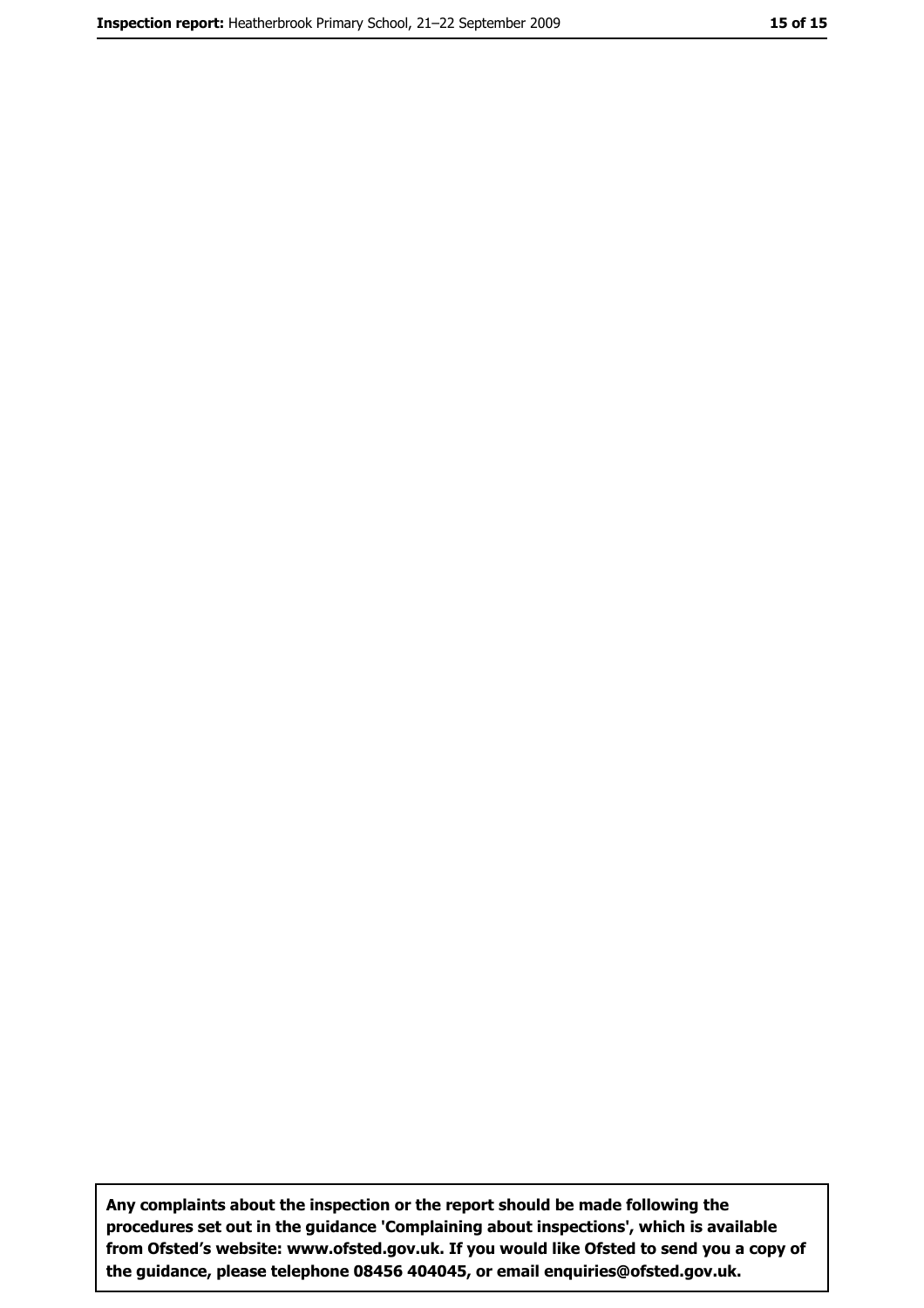**Any complaints about the inspection or the report should be made following the procedures set out in the guidance 'Complaining about inspections', which is available from Ofsted's website: www.ofsted.gov.uk. If you would like Ofsted to send you a copy of the guidance, please telephone 08456 404045, or email enquiries@ofsted.gov.uk.**